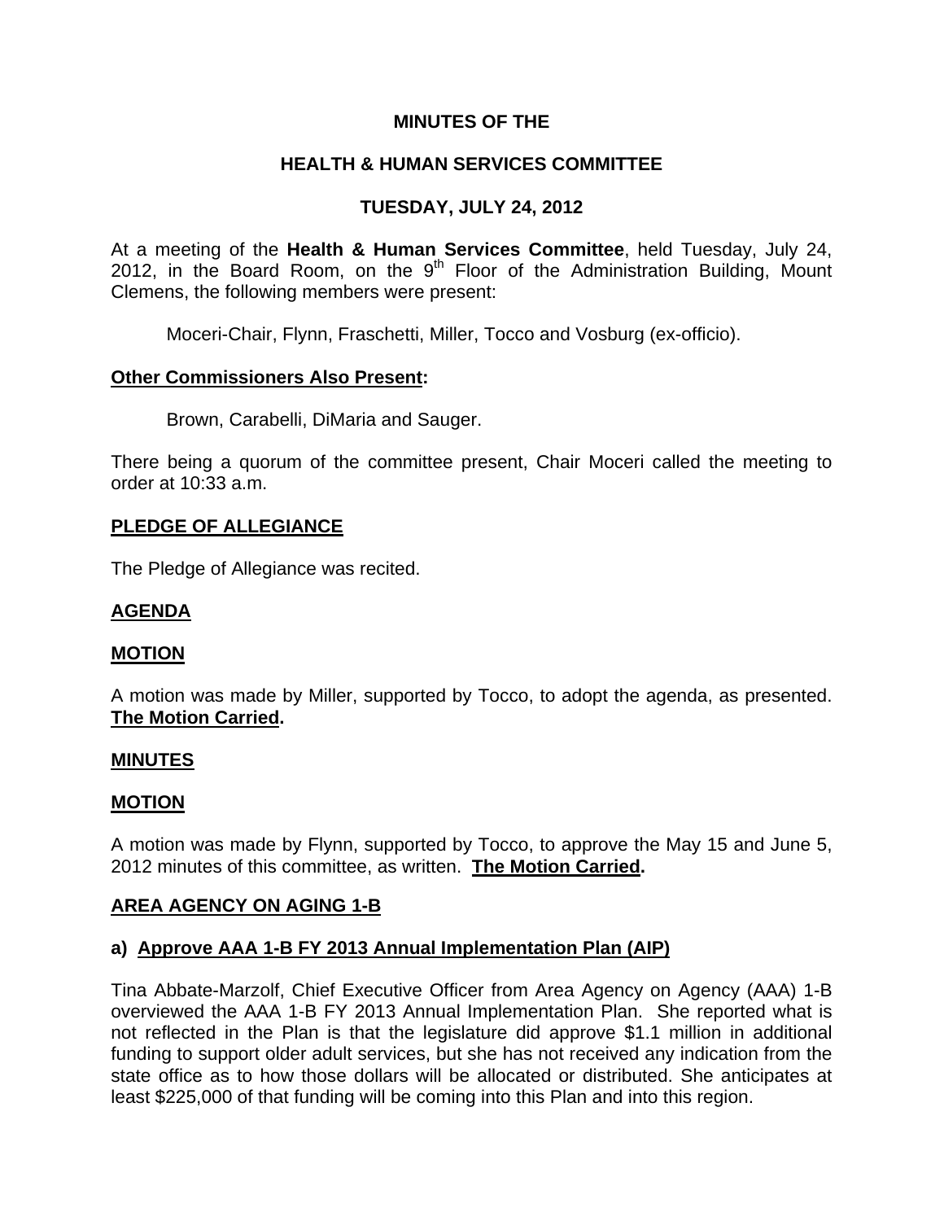**MINUTES OF THE**

**HEALTH & HUMAN SERVICES COMMITTEE**

**TUESDAY, JULY 24, 2012**

At a meeting of the **Health & Human Services Committee**, held Tuesday, July 24, 2012, in the Board Room, on the 9th Floor of the Administration Building, Mount Clemens, the following members were present:

Moceri-Chair, Flynn, Fraschetti, Miller, Tocco and Vosburg (ex-officio).

**Other Commissioners Also Present:**

Brown, Carabelli, DiMaria and Sauger.

There being a quorum of the committee present, Chair Moceri called the meeting to order at 10:33 a.m.

**PLEDGE OF ALLEGIANCE**

The Pledge of Allegiance was recited.

**AGENDA**

**MOTION**

A motion was made by Miller, supported by Tocco, to adopt the agenda, as presented. **The Motion Carried.**

**MINUTES**

**MOTION**

A motion was made by Flynn, supported by Tocco, to approve the May 15 and June 5, 2012 minutes of this committee, as written. **The Motion Carried.**

**AREA AGENCY ON AGING 1-B**

**a) Approve AAA 1-B FY 2013 Annual Implementation Plan (AIP)**

Tina Abbate-Marzolf, Chief Executive Officer from Area Agency on Agency (AAA) 1-B overviewed the AAA 1-B FY 2013 Annual Implementation Plan. She reported what is not reflected in the Plan is that the legislature did approve $1.1 million in additional funding to support older adult services, but she has not received any indication from the state office as to how those dollars will be allocated or distributed. She anticipates at least $225,000 of that funding will be coming into this Plan and into this region.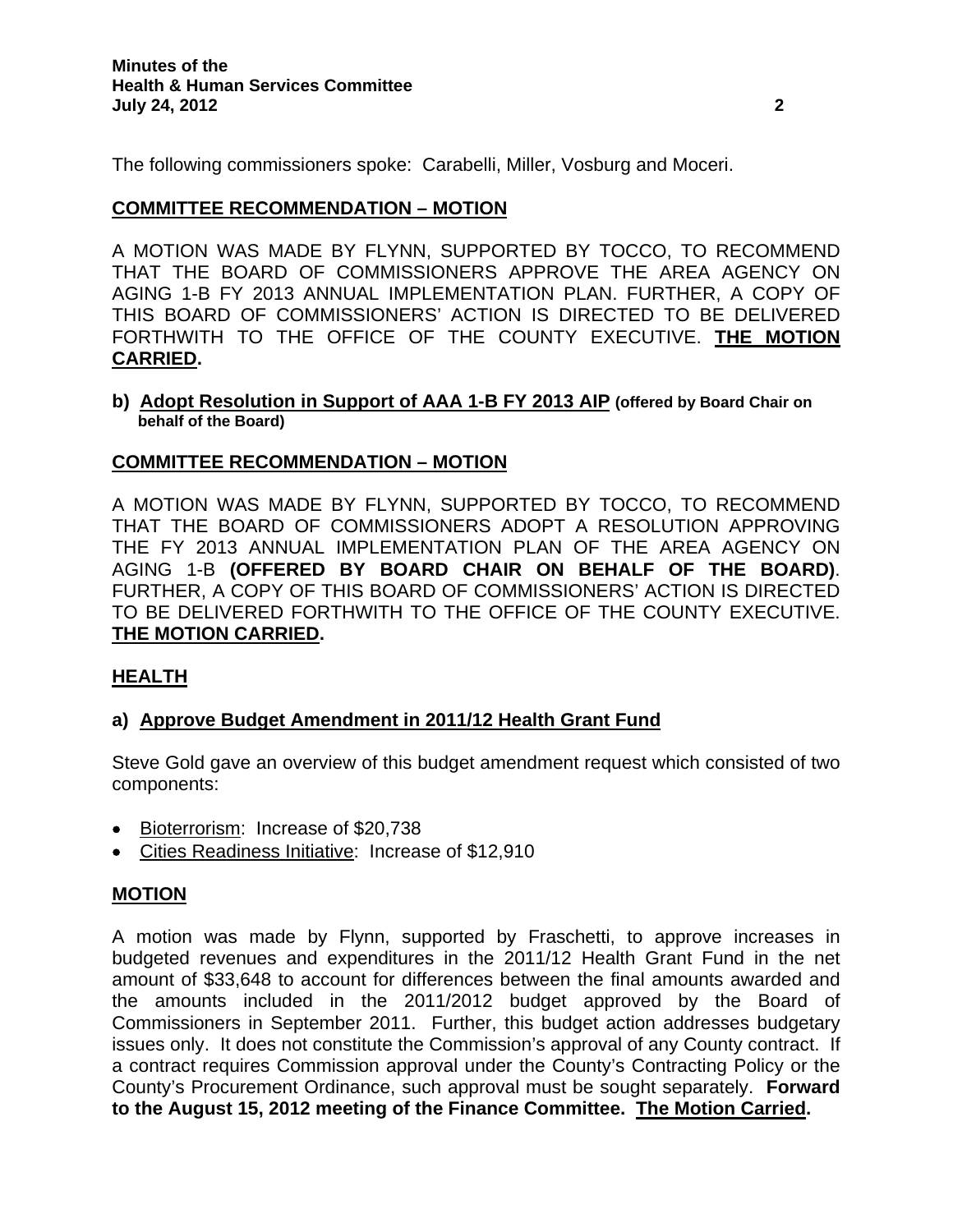The following commissioners spoke: Carabelli, Miller, Vosburg and Moceri.

**COMMITTEE RECOMMENDATION – MOTION**

A MOTION WAS MADE BY FLYNN, SUPPORTED BY TOCCO, TO RECOMMEND THAT THE BOARD OF COMMISSIONERS APPROVE THE AREA AGENCY ON AGING 1-B FY 2013 ANNUAL IMPLEMENTATION PLAN. FURTHER, A COPY OF THIS BOARD OF COMMISSIONERS' ACTION IS DIRECTED TO BE DELIVERED FORTHWITH TO THE OFFICE OF THE COUNTY EXECUTIVE. **THE MOTION CARRIED.**

**b) Adopt Resolution in Support of AAA 1-B FY 2013 AIP (offered by Board Chair on behalf of the Board)**

**COMMITTEE RECOMMENDATION – MOTION**

A MOTION WAS MADE BY FLYNN, SUPPORTED BY TOCCO, TO RECOMMEND THAT THE BOARD OF COMMISSIONERS ADOPT A RESOLUTION APPROVING THE FY 2013 ANNUAL IMPLEMENTATION PLAN OF THE AREA AGENCY ON AGING 1-B **(OFFERED BY BOARD CHAIR ON BEHALF OF THE BOARD)**. FURTHER, A COPY OF THIS BOARD OF COMMISSIONERS' ACTION IS DIRECTED TO BE DELIVERED FORTHWITH TO THE OFFICE OF THE COUNTY EXECUTIVE. **THE MOTION CARRIED.**

**HEALTH**

**a) Approve Budget Amendment in 2011/12 Health Grant Fund**

Steve Gold gave an overview of this budget amendment request which consisted of two components:

- Bioterrorism: Increase of $20,738
- Cities Readiness Initiative: Increase of $12,910

**MOTION**

A motion was made by Flynn, supported by Fraschetti, to approve increases in budgeted revenues and expenditures in the 2011/12 Health Grant Fund in the net amount of $33,648 to account for differences between the final amounts awarded and the amounts included in the 2011/2012 budget approved by the Board of Commissioners in September 2011. Further, this budget action addresses budgetary issues only. It does not constitute the Commission's approval of any County contract. If a contract requires Commission approval under the County's Contracting Policy or the County's Procurement Ordinance, such approval must be sought separately. **Forward to the August 15, 2012 meeting of the Finance Committee. The Motion Carried.**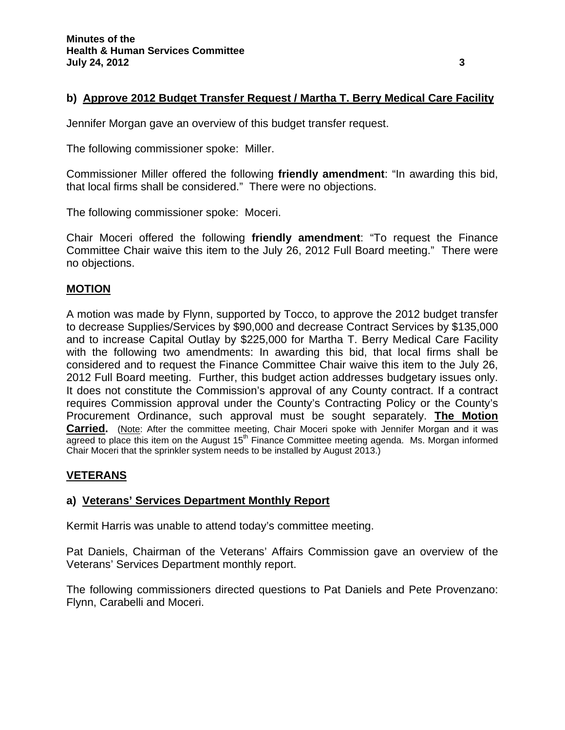### b) Approve 2012 Budget Transfer Request / Martha T. Berry Medical Care Facility

Jennifer Morgan gave an overview of this budget transfer request.

The following commissioner spoke: Miller.

Commissioner Miller offered the following **friendly amendment**: "In awarding this bid, that local firms shall be considered." There were no objections.

The following commissioner spoke: Moceri.

Chair Moceri offered the following **friendly amendment**: "To request the Finance Committee Chair waive this item to the July 26, 2012 Full Board meeting." There were no objections.

## MOTION

A motion was made by Flynn, supported by Tocco, to approve the 2012 budget transfer to decrease Supplies/Services by $90,000 and decrease Contract Services by $135,000 and to increase Capital Outlay by $225,000 for Martha T. Berry Medical Care Facility with the following two amendments: In awarding this bid, that local firms shall be considered and to request the Finance Committee Chair waive this item to the July 26, 2012 Full Board meeting. Further, this budget action addresses budgetary issues only. It does not constitute the Commission's approval of any County contract. If a contract requires Commission approval under the County's Contracting Policy or the County's Procurement Ordinance, such approval must be sought separately. **The Motion Carried.** (Note: After the committee meeting, Chair Moceri spoke with Jennifer Morgan and it was agreed to place this item on the August 15th Finance Committee meeting agenda. Ms. Morgan informed Chair Moceri that the sprinkler system needs to be installed by August 2013.)

## VETERANS

### a) Veterans' Services Department Monthly Report

Kermit Harris was unable to attend today's committee meeting.

Pat Daniels, Chairman of the Veterans' Affairs Commission gave an overview of the Veterans' Services Department monthly report.

The following commissioners directed questions to Pat Daniels and Pete Provenzano: Flynn, Carabelli and Moceri.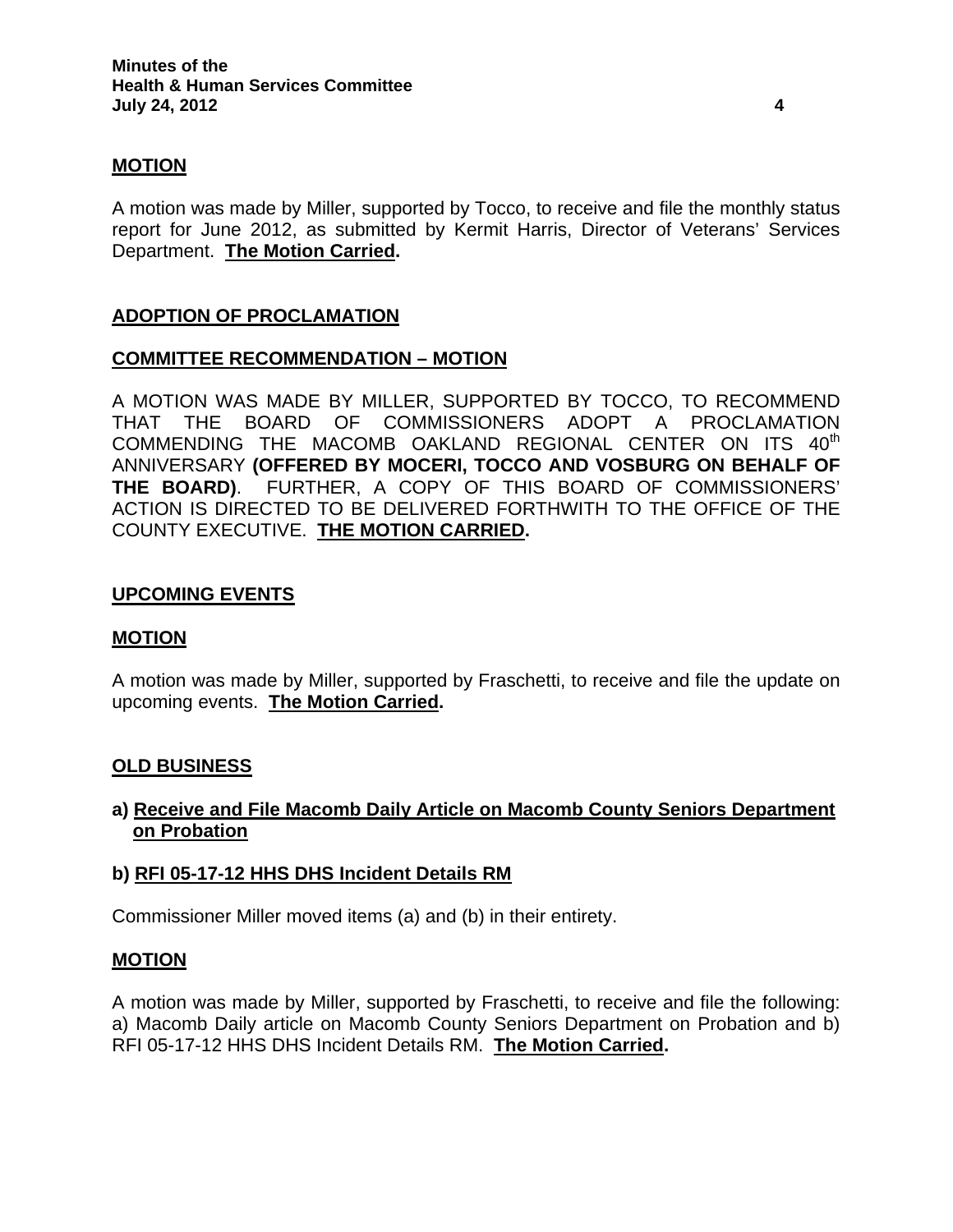**MOTION**

A motion was made by Miller, supported by Tocco, to receive and file the monthly status report for June 2012, as submitted by Kermit Harris, Director of Veterans' Services Department. **The Motion Carried.**

**ADOPTION OF PROCLAMATION**

**COMMITTEE RECOMMENDATION – MOTION**

A MOTION WAS MADE BY MILLER, SUPPORTED BY TOCCO, TO RECOMMEND THAT THE BOARD OF COMMISSIONERS ADOPT A PROCLAMATION COMMENDING THE MACOMB OAKLAND REGIONAL CENTER ON ITS 40th ANNIVERSARY **(OFFERED BY MOCERI, TOCCO AND VOSBURG ON BEHALF OF THE BOARD)**. FURTHER, A COPY OF THIS BOARD OF COMMISSIONERS' ACTION IS DIRECTED TO BE DELIVERED FORTHWITH TO THE OFFICE OF THE COUNTY EXECUTIVE. **THE MOTION CARRIED.**

**UPCOMING EVENTS**

**MOTION**

A motion was made by Miller, supported by Fraschetti, to receive and file the update on upcoming events. **The Motion Carried.**

**OLD BUSINESS**

**a) Receive and File Macomb Daily Article on Macomb County Seniors Department on Probation**

**b) RFI 05-17-12 HHS DHS Incident Details RM**

Commissioner Miller moved items (a) and (b) in their entirety.

**MOTION**

A motion was made by Miller, supported by Fraschetti, to receive and file the following: a) Macomb Daily article on Macomb County Seniors Department on Probation and b) RFI 05-17-12 HHS DHS Incident Details RM. **The Motion Carried.**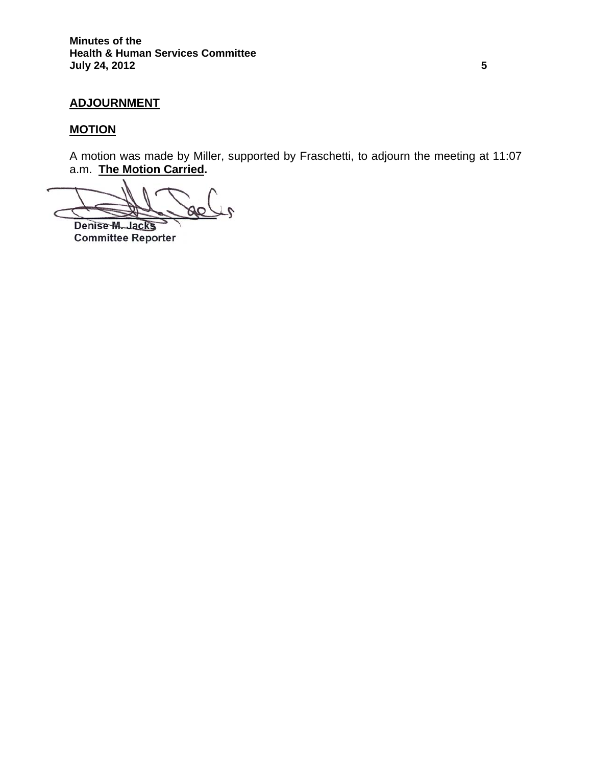**ADJOURNMENT**

**MOTION**

A motion was made by Miller, supported by Fraschetti, to adjourn the meeting at 11:07 a.m. **The Motion Carried.**

Denise M. Jacks
Committee Reporter